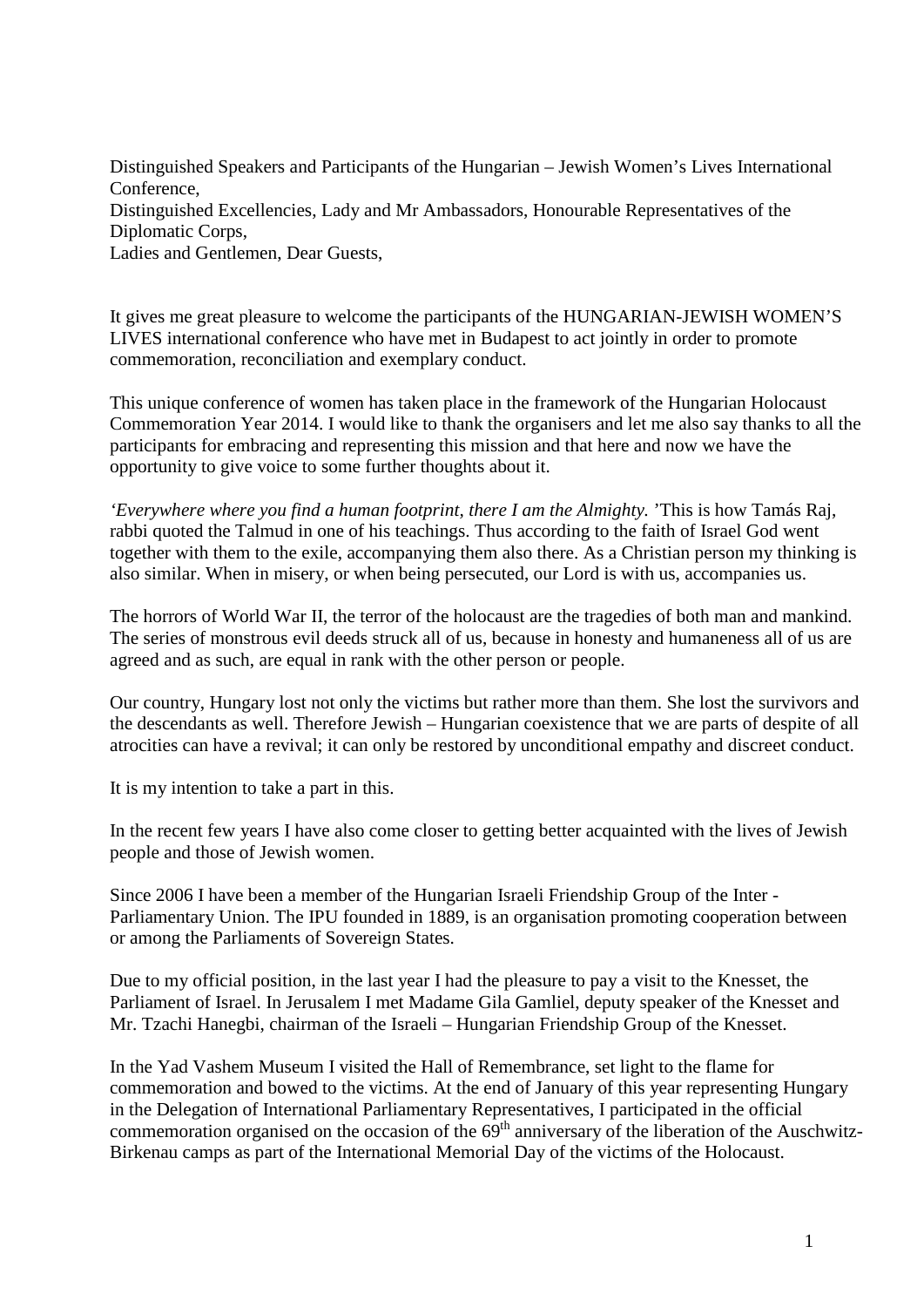Distinguished Speakers and Participants of the Hungarian – Jewish Women's Lives International Conference,
Distinguished Excellencies, Lady and Mr Ambassadors, Honourable Representatives of the Diplomatic Corps,
Ladies and Gentlemen, Dear Guests,

It gives me great pleasure to welcome the participants of the HUNGARIAN-JEWISH WOMEN'S LIVES international conference who have met in Budapest to act jointly in order to promote commemoration, reconciliation and exemplary conduct.

This unique conference of women has taken place in the framework of the Hungarian Holocaust Commemoration Year 2014. I would like to thank the organisers and let me also say thanks to all the participants for embracing and representing this mission and that here and now we have the opportunity to give voice to some further thoughts about it.

*'Everywhere where you find a human footprint, there I am the Almighty.'* This is how Tamás Raj, rabbi quoted the Talmud in one of his teachings. Thus according to the faith of Israel God went together with them to the exile, accompanying them also there. As a Christian person my thinking is also similar. When in misery, or when being persecuted, our Lord is with us, accompanies us.

The horrors of World War II, the terror of the holocaust are the tragedies of both man and mankind. The series of monstrous evil deeds struck all of us, because in honesty and humaneness all of us are agreed and as such, are equal in rank with the other person or people.

Our country, Hungary lost not only the victims but rather more than them. She lost the survivors and the descendants as well. Therefore Jewish – Hungarian coexistence that we are parts of despite of all atrocities can have a revival; it can only be restored by unconditional empathy and discreet conduct.

It is my intention to take a part in this.

In the recent few years I have also come closer to getting better acquainted with the lives of Jewish people and those of Jewish women.

Since 2006 I have been a member of the Hungarian Israeli Friendship Group of the Inter - Parliamentary Union. The IPU founded in 1889, is an organisation promoting cooperation between or among the Parliaments of Sovereign States.

Due to my official position, in the last year I had the pleasure to pay a visit to the Knesset, the Parliament of Israel. In Jerusalem I met Madame Gila Gamliel, deputy speaker of the Knesset and Mr. Tzachi Hanegbi, chairman of the Israeli – Hungarian Friendship Group of the Knesset.

In the Yad Vashem Museum I visited the Hall of Remembrance, set light to the flame for commemoration and bowed to the victims. At the end of January of this year representing Hungary in the Delegation of International Parliamentary Representatives, I participated in the official commemoration organised on the occasion of the 69th anniversary of the liberation of the Auschwitz-Birkenau camps as part of the International Memorial Day of the victims of the Holocaust.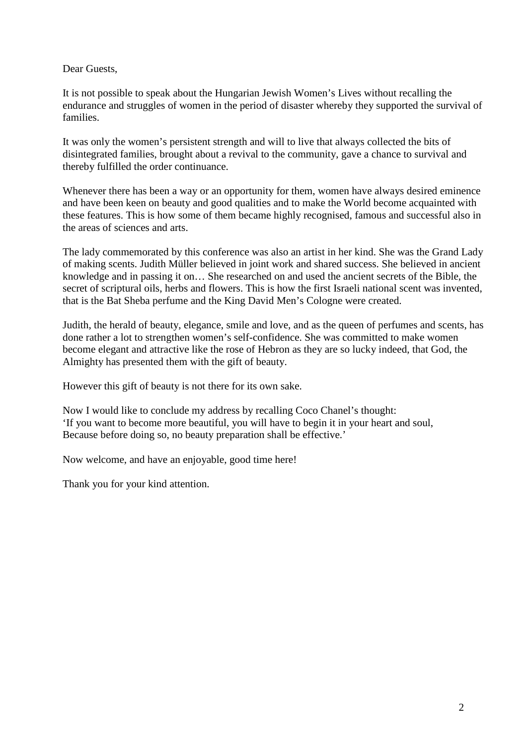Dear Guests,

It is not possible to speak about the Hungarian Jewish Women's Lives without recalling the endurance and struggles of women in the period of disaster whereby they supported the survival of families.

It was only the women's persistent strength and will to live that always collected the bits of disintegrated families, brought about a revival to the community, gave a chance to survival and thereby fulfilled the order continuance.

Whenever there has been a way or an opportunity for them, women have always desired eminence and have been keen on beauty and good qualities and to make the World become acquainted with these features. This is how some of them became highly recognised, famous and successful also in the areas of sciences and arts.

The lady commemorated by this conference was also an artist in her kind. She was the Grand Lady of making scents. Judith Müller believed in joint work and shared success. She believed in ancient knowledge and in passing it on… She researched on and used the ancient secrets of the Bible, the secret of scriptural oils, herbs and flowers. This is how the first Israeli national scent was invented, that is the Bat Sheba perfume and the King David Men's Cologne were created.

Judith, the herald of beauty, elegance, smile and love, and as the queen of perfumes and scents, has done rather a lot to strengthen women's self-confidence. She was committed to make women become elegant and attractive like the rose of Hebron as they are so lucky indeed, that God, the Almighty has presented them with the gift of beauty.

However this gift of beauty is not there for its own sake.

Now I would like to conclude my address by recalling Coco Chanel's thought:
'If you want to become more beautiful, you will have to begin it in your heart and soul,
Because before doing so, no beauty preparation shall be effective.'

Now welcome, and have an enjoyable, good time here!

Thank you for your kind attention.